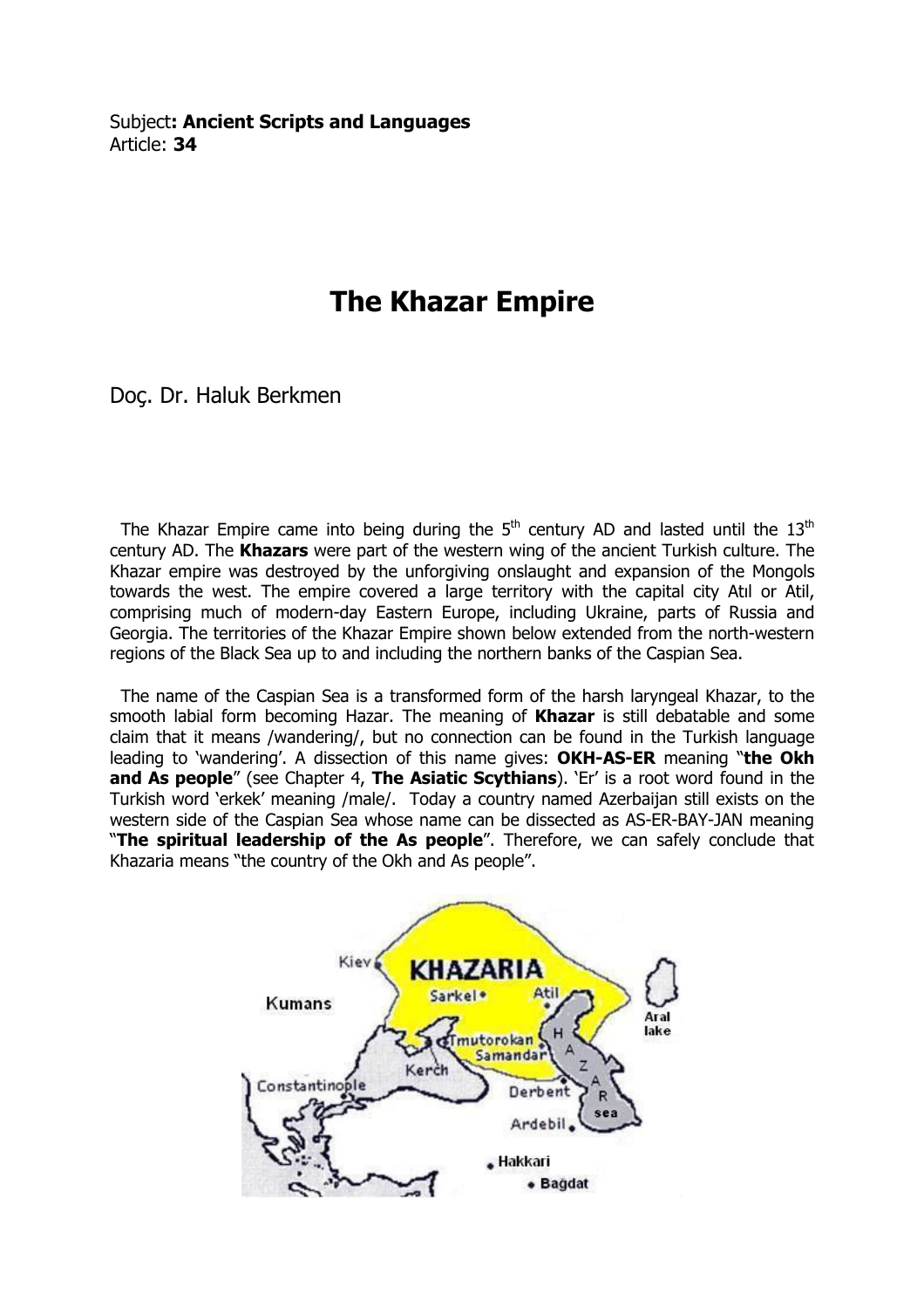Subject**: Ancient Scripts and Languages**
Article: **34**

# The Khazar Empire

Doç. Dr. Haluk Berkmen

The Khazar Empire came into being during the 5th century AD and lasted until the 13th century AD. The **Khazars** were part of the western wing of the ancient Turkish culture. The Khazar empire was destroyed by the unforgiving onslaught and expansion of the Mongols towards the west. The empire covered a large territory with the capital city Atıl or Atil, comprising much of modern-day Eastern Europe, including Ukraine, parts of Russia and Georgia. The territories of the Khazar Empire shown below extended from the north-western regions of the Black Sea up to and including the northern banks of the Caspian Sea.

The name of the Caspian Sea is a transformed form of the harsh laryngeal Khazar, to the smooth labial form becoming Hazar. The meaning of **Khazar** is still debatable and some claim that it means /wandering/, but no connection can be found in the Turkish language leading to 'wandering'. A dissection of this name gives: **OKH-AS-ER** meaning "**the Okh and As people**" (see Chapter 4, **The Asiatic Scythians**). 'Er' is a root word found in the Turkish word 'erkek' meaning /male/. Today a country named Azerbaijan still exists on the western side of the Caspian Sea whose name can be dissected as AS-ER-BAY-JAN meaning "**The spiritual leadership of the As people**". Therefore, we can safely conclude that Khazaria means "the country of the Okh and As people".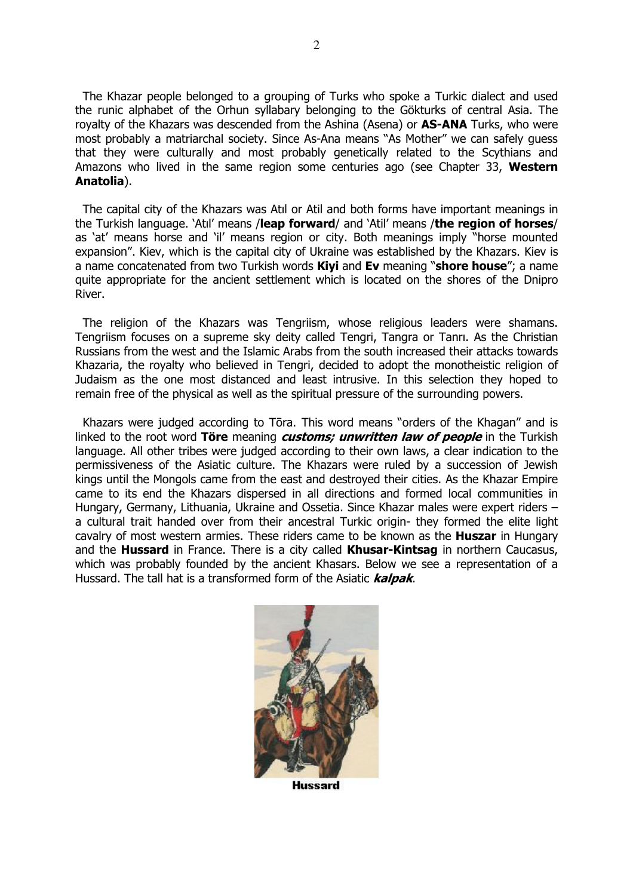The Khazar people belonged to a grouping of Turks who spoke a Turkic dialect and used the runic alphabet of the Orhun syllabary belonging to the Gökturks of central Asia. The royalty of the Khazars was descended from the Ashina (Asena) or **AS-ANA** Turks, who were most probably a matriarchal society. Since As-Ana means "As Mother" we can safely guess that they were culturally and most probably genetically related to the Scythians and Amazons who lived in the same region some centuries ago (see Chapter 33, **Western Anatolia**).

The capital city of the Khazars was Atıl or Atil and both forms have important meanings in the Turkish language. 'Atıl' means /**leap forward**/ and 'Atil' means /**the region of horses**/ as 'at' means horse and 'il' means region or city. Both meanings imply "horse mounted expansion". Kiev, which is the capital city of Ukraine was established by the Khazars. Kiev is a name concatenated from two Turkish words **Kiyi** and **Ev** meaning "**shore house**"; a name quite appropriate for the ancient settlement which is located on the shores of the Dnipro River.

The religion of the Khazars was Tengriism, whose religious leaders were shamans. Tengriism focuses on a supreme sky deity called Tengri, Tangra or Tanrı. As the Christian Russians from the west and the Islamic Arabs from the south increased their attacks towards Khazaria, the royalty who believed in Tengri, decided to adopt the monotheistic religion of Judaism as the one most distanced and least intrusive. In this selection they hoped to remain free of the physical as well as the spiritual pressure of the surrounding powers.

Khazars were judged according to Tōra. This word means "orders of the Khagan" and is linked to the root word **Töre** meaning ***customs; unwritten law of people*** in the Turkish language. All other tribes were judged according to their own laws, a clear indication to the permissiveness of the Asiatic culture. The Khazars were ruled by a succession of Jewish kings until the Mongols came from the east and destroyed their cities. As the Khazar Empire came to its end the Khazars dispersed in all directions and formed local communities in Hungary, Germany, Lithuania, Ukraine and Ossetia. Since Khazar males were expert riders – a cultural trait handed over from their ancestral Turkic origin- they formed the elite light cavalry of most western armies. These riders came to be known as the **Huszar** in Hungary and the **Hussard** in France. There is a city called **Khusar-Kintsag** in northern Caucasus, which was probably founded by the ancient Khasars. Below we see a representation of a Hussard. The tall hat is a transformed form of the Asiatic ***kalpak***.

**Hussard**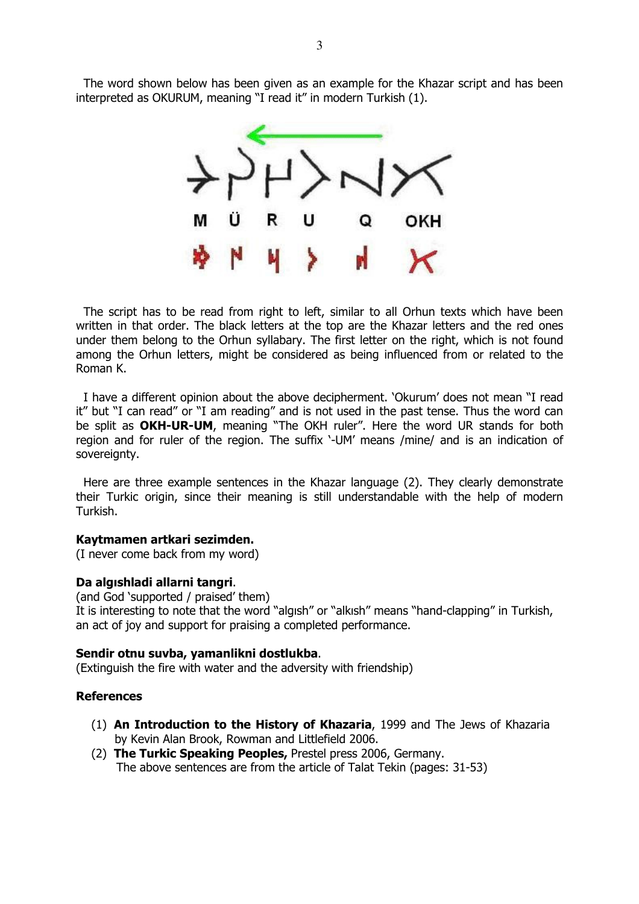The word shown below has been given as an example for the Khazar script and has been interpreted as OKURUM, meaning "I read it" in modern Turkish (1).

M Ü R U Q OKH

The script has to be read from right to left, similar to all Orhun texts which have been written in that order. The black letters at the top are the Khazar letters and the red ones under them belong to the Orhun syllabary. The first letter on the right, which is not found among the Orhun letters, might be considered as being influenced from or related to the Roman K.

I have a different opinion about the above decipherment. 'Okurum' does not mean "I read it" but "I can read" or "I am reading" and is not used in the past tense. Thus the word can be split as **OKH-UR-UM**, meaning "The OKH ruler". Here the word UR stands for both region and for ruler of the region. The suffix '-UM' means /mine/ and is an indication of sovereignty.

Here are three example sentences in the Khazar language (2). They clearly demonstrate their Turkic origin, since their meaning is still understandable with the help of modern Turkish.

**Kaytmamen artkari sezimden.**
(I never come back from my word)

**Da algıshladi allarni tangri**.
(and God 'supported / praised' them)
It is interesting to note that the word "algısh" or "alkısh" means "hand-clapping" in Turkish, an act of joy and support for praising a completed performance.

**Sendir otnu suvba, yamanlikni dostlukba**.
(Extinguish the fire with water and the adversity with friendship)

### References

1. **An Introduction to the History of Khazaria**, 1999 and The Jews of Khazaria by Kevin Alan Brook, Rowman and Littlefield 2006.
2. **The Turkic Speaking Peoples,** Prestel press 2006, Germany.
   The above sentences are from the article of Talat Tekin (pages: 31-53)